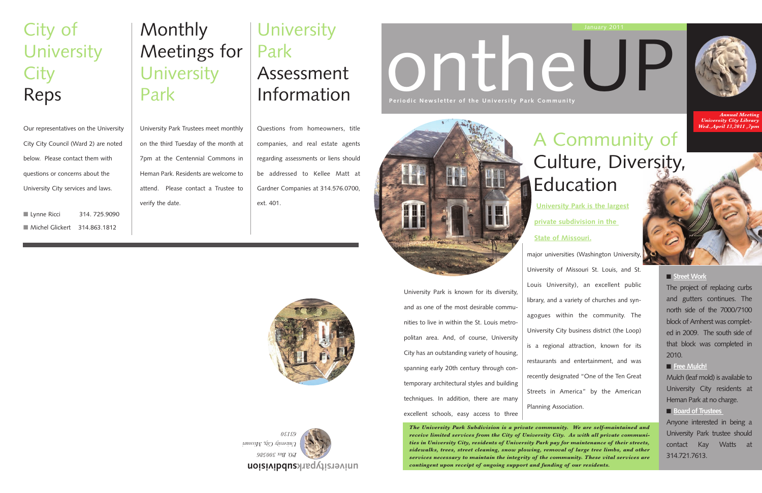# City of University City Reps

Our representatives on the University City City Council (Ward 2) are noted below. Please contact them with questions or concerns about the University City services and laws.

- Lynne Ricci 314. 725.9090
- Michel Glickert 314.863.1812

# Monthly Meetings for University Park

University Park Trustees meet monthly on the third Tuesday of the month at 7pm at the Centennial Commons in Heman Park. Residents are welcome to attend. Please contact a Trustee to verify the date.

# University Park Assessment Information

Questions from homeowners, title companies, and real estate agents regarding assessments or liens should be addressed to Kellee Matt at Gardner Companies at 314.576.0700, ext. 401.

**universityparksubdivision**

*P.O. Box 300386*
*University City, Missouri*
*63130*

January 2011

# ontheUP

**Periodic Newsletter of the University Park Community**

***Annual Meeting***
***University City Library***
***Wed.,April 13,2011 ,7pm***

## A Community of Culture, Diversity, Education

**University Park is the largest private subdivision in the State of Missouri.**

University Park is known for its diversity, and as one of the most desirable communities to live in within the St. Louis metropolitan area. And, of course, University City has an outstanding variety of housing, spanning early 20th century through contemporary architectural styles and building techniques. In addition, there are many excellent schools, easy access to three major universities (Washington University, University of Missouri St. Louis, and St. Louis University), an excellent public library, and a variety of churches and synagogues within the community. The University City business district (the Loop) is a regional attraction, known for its restaurants and entertainment, and was recently designated "One of the Ten Great Streets in America" by the American Planning Association.

***The University Park Subdivision is a private community. We are self-maintained and receive limited services from the City of University City. As with all private communities in University City, residents of University Park pay for maintenance of their streets, sidewalks, trees, street cleaning, snow plowing, removal of large tree limbs, and other services necessary to maintain the integrity of the community. These vital services are contingent upon receipt of ongoing support and funding of our residents.***

**Street Work**

The project of replacing curbs and gutters continues. The north side of the 7000/7100 block of Amherst was completed in 2009. The south side of that block was completed in 2010.

**Free Mulch!**

Mulch (leaf mold) is available to University City residents at Heman Park at no charge.

**Board of Trustees**

Anyone interested in being a University Park trustee should contact Kay Watts at 314.721.7613.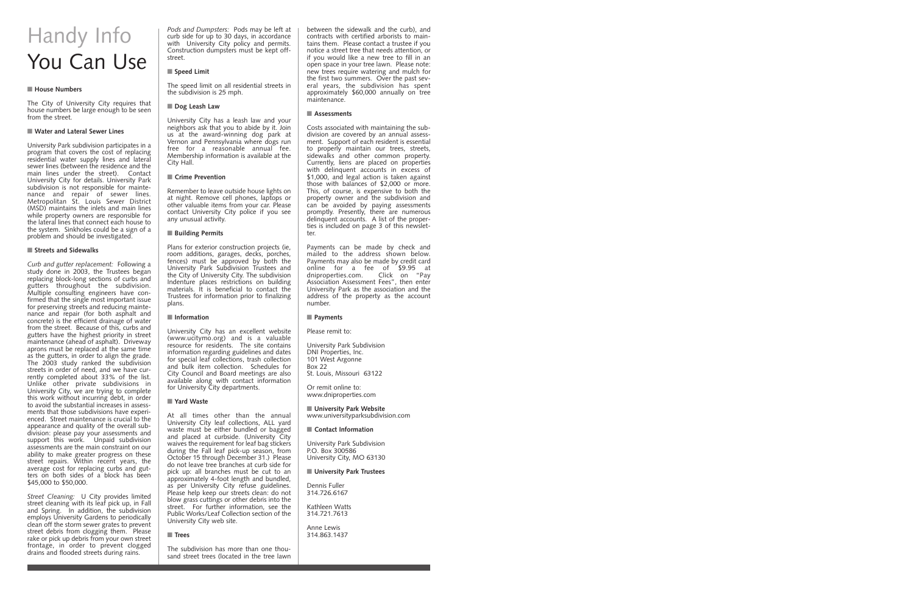# Handy Info You Can Use

### ■ House Numbers

The City of University City requires that house numbers be large enough to be seen from the street.

### ■ Water and Lateral Sewer Lines

University Park subdivision participates in a program that covers the cost of replacing residential water supply lines and lateral sewer lines (between the residence and the main lines under the street). Contact University City for details. University Park subdivision is not responsible for maintenance and repair of sewer lines. Metropolitan St. Louis Sewer District (MSD) maintains the inlets and main lines while property owners are responsible for the lateral lines that connect each house to the system. Sinkholes could be a sign of a problem and should be investigated.

### ■ Streets and Sidewalks

*Curb and gutter replacement:* Following a study done in 2003, the Trustees began replacing block-long sections of curbs and gutters throughout the subdivision. Multiple consulting engineers have confirmed that the single most important issue for preserving streets and reducing maintenance and repair (for both asphalt and concrete) is the efficient drainage of water from the street. Because of this, curbs and gutters have the highest priority in street maintenance (ahead of asphalt). Driveway aprons must be replaced at the same time as the gutters, in order to align the grade. The 2003 study ranked the subdivision streets in order of need, and we have currently completed about 33% of the list. Unlike other private subdivisions in University City, we are trying to complete this work without incurring debt, in order to avoid the substantial increases in assessments that those subdivisions have experienced. Street maintenance is crucial to the appearance and quality of the overall subdivision: please pay your assessments and support this work. Unpaid subdivision assessments are the main constraint on our ability to make greater progress on these street repairs. Within recent years, the average cost for replacing curbs and gutters on both sides of a block has been \$45,000 to \$50,000.

*Street Cleaning:* U City provides limited street cleaning with its leaf pick up, in Fall and Spring. In addition, the subdivision employs University Gardens to periodically clean off the storm sewer grates to prevent street debris from clogging them. Please rake or pick up debris from your own street frontage, in order to prevent clogged drains and flooded streets during rains.

*Pods and Dumpsters:* Pods may be left at curb side for up to 30 days, in accordance with University City policy and permits. Construction dumpsters must be kept off-street.

### ■ Speed Limit

The speed limit on all residential streets in the subdivision is 25 mph.

### ■ Dog Leash Law

University City has a leash law and your neighbors ask that you to abide by it. Join us at the award-winning dog park at Vernon and Pennsylvania where dogs run free for a reasonable annual fee. Membership information is available at the City Hall.

### ■ Crime Prevention

Remember to leave outside house lights on at night. Remove cell phones, laptops or other valuable items from your car. Please contact University City police if you see any unusual activity.

### ■ Building Permits

Plans for exterior construction projects (ie, room additions, garages, decks, porches, fences) must be approved by both the University Park Subdivision Trustees and the City of University City. The subdivision Indenture places restrictions on building materials. It is beneficial to contact the Trustees for information prior to finalizing plans.

### ■ Information

University City has an excellent website (www.ucitymo.org) and is a valuable resource for residents. The site contains information regarding guidelines and dates for special leaf collections, trash collection and bulk item collection. Schedules for City Council and Board meetings are also available along with contact information for University City departments.

### ■ Yard Waste

At all times other than the annual University City leaf collections, ALL yard waste must be either bundled or bagged and placed at curbside. (University City waives the requirement for leaf bag stickers during the Fall leaf pick-up season, from October 15 through December 31.) Please do not leave tree branches at curb side for pick up: all branches must be cut to an approximately 4-foot length and bundled, as per University City refuse guidelines. Please help keep our streets clean: do not blow grass cuttings or other debris into the street. For further information, see the Public Works/Leaf Collection section of the University City web site.

### ■ Trees

The subdivision has more than one thousand street trees (located in the tree lawn between the sidewalk and the curb), and contracts with certified arborists to maintains them. Please contact a trustee if you notice a street tree that needs attention, or if you would like a new tree to fill in an open space in your tree lawn. Please note: new trees require watering and mulch for the first two summers. Over the past several years, the subdivision has spent approximately \$60,000 annually on tree maintenance.

### ■ Assessments

Costs associated with maintaining the subdivision are covered by an annual assessment. Support of each resident is essential to properly maintain our trees, streets, sidewalks and other common property. Currently, liens are placed on properties with delinquent accounts in excess of \$1,000, and legal action is taken against those with balances of \$2,000 or more. This, of course, is expensive to both the property owner and the subdivision and can be avoided by paying assessments promptly. Presently, there are numerous delinquent accounts. A list of the properties is included on page 3 of this newsletter.

Payments can be made by check and mailed to the address shown below. Payments may also be made by credit card online for a fee of \$9.95 at dniproperties.com. Click on "Pay Association Assessment Fees", then enter University Park as the association and the address of the property as the account number.

### ■ Payments

Please remit to:

University Park Subdivision
DNI Properties, Inc.
101 West Argonne
Box 22
St. Louis, Missouri 63122

Or remit online to:
www.dniproperties.com

### ■ University Park Website

www.universityparksubdivision.com

### ■ Contact Information

University Park Subdivision
P.O. Box 300586
University City, MO 63130

### ■ University Park Trustees

Dennis Fuller
314.726.6167

Kathleen Watts
314.721.7613

Anne Lewis
314.863.1437